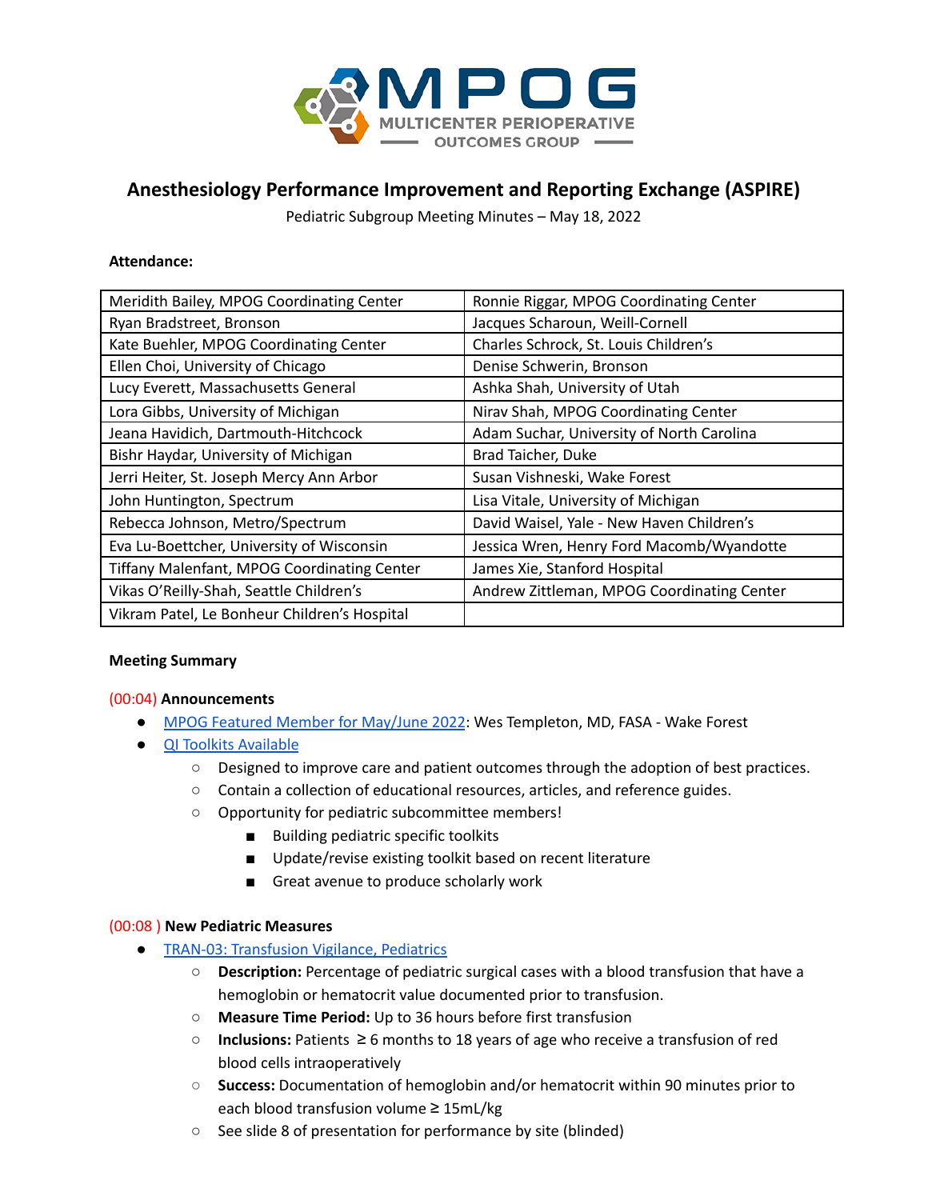# Anesthesiology Performance Improvement and Reporting Exchange (ASPIRE)

Pediatric Subgroup Meeting Minutes – May 18, 2022

**Attendance:**

| | |
|---|---|
| Meridith Bailey, MPOG Coordinating Center | Ronnie Riggar, MPOG Coordinating Center |
| Ryan Bradstreet, Bronson | Jacques Scharoun, Weill-Cornell |
| Kate Buehler, MPOG Coordinating Center | Charles Schrock, St. Louis Children's |
| Ellen Choi, University of Chicago | Denise Schwerin, Bronson |
| Lucy Everett, Massachusetts General | Ashka Shah, University of Utah |
| Lora Gibbs, University of Michigan | Nirav Shah, MPOG Coordinating Center |
| Jeana Havidich, Dartmouth-Hitchcock | Adam Suchar, University of North Carolina |
| Bishr Haydar, University of Michigan | Brad Taicher, Duke |
| Jerri Heiter, St. Joseph Mercy Ann Arbor | Susan Vishneski, Wake Forest |
| John Huntington, Spectrum | Lisa Vitale, University of Michigan |
| Rebecca Johnson, Metro/Spectrum | David Waisel, Yale - New Haven Children's |
| Eva Lu-Boettcher, University of Wisconsin | Jessica Wren, Henry Ford Macomb/Wyandotte |
| Tiffany Malenfant, MPOG Coordinating Center | James Xie, Stanford Hospital |
| Vikas O'Reilly-Shah, Seattle Children's | Andrew Zittleman, MPOG Coordinating Center |
| Vikram Patel, Le Bonheur Children's Hospital | |

**Meeting Summary**

(00:04) **Announcements**

- MPOG Featured Member for May/June 2022: Wes Templeton, MD, FASA - Wake Forest
- QI Toolkits Available
  - Designed to improve care and patient outcomes through the adoption of best practices.
  - Contain a collection of educational resources, articles, and reference guides.
  - Opportunity for pediatric subcommittee members!
    - Building pediatric specific toolkits
    - Update/revise existing toolkit based on recent literature
    - Great avenue to produce scholarly work

(00:08 ) **New Pediatric Measures**

- TRAN-03: Transfusion Vigilance, Pediatrics
  - **Description:** Percentage of pediatric surgical cases with a blood transfusion that have a hemoglobin or hematocrit value documented prior to transfusion.
  - **Measure Time Period:** Up to 36 hours before first transfusion
  - **Inclusions:** Patients ≥ 6 months to 18 years of age who receive a transfusion of red blood cells intraoperatively
  - **Success:** Documentation of hemoglobin and/or hematocrit within 90 minutes prior to each blood transfusion volume ≥ 15mL/kg
  - See slide 8 of presentation for performance by site (blinded)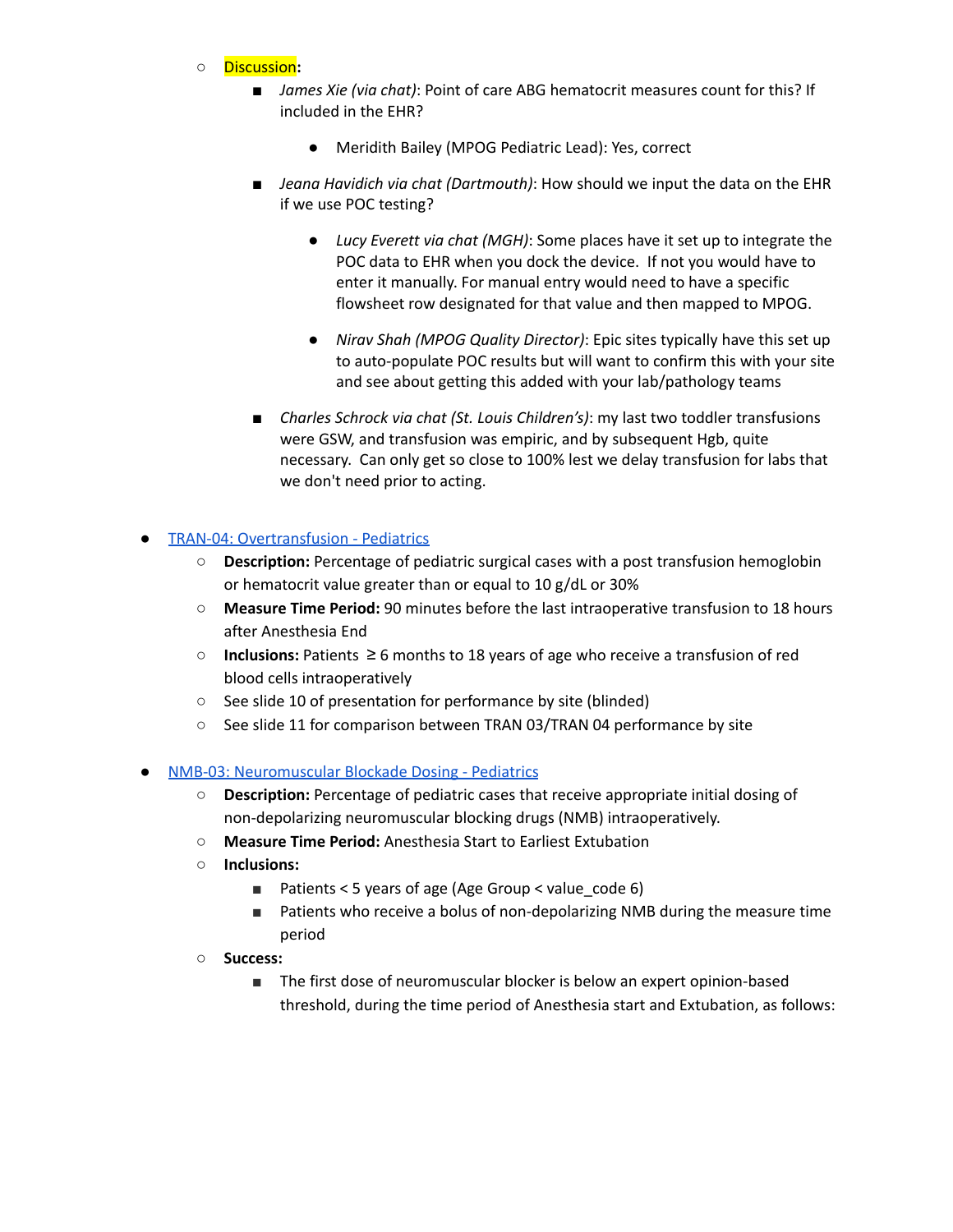- Discussion:
    - *James Xie (via chat)*: Point of care ABG hematocrit measures count for this? If included in the EHR?
        - Meridith Bailey (MPOG Pediatric Lead): Yes, correct
    - *Jeana Havidich via chat (Dartmouth)*: How should we input the data on the EHR if we use POC testing?
        - *Lucy Everett via chat (MGH)*: Some places have it set up to integrate the POC data to EHR when you dock the device. If not you would have to enter it manually. For manual entry would need to have a specific flowsheet row designated for that value and then mapped to MPOG.
        - *Nirav Shah (MPOG Quality Director)*: Epic sites typically have this set up to auto-populate POC results but will want to confirm this with your site and see about getting this added with your lab/pathology teams
    - *Charles Schrock via chat (St. Louis Children's)*: my last two toddler transfusions were GSW, and transfusion was empiric, and by subsequent Hgb, quite necessary. Can only get so close to 100% lest we delay transfusion for labs that we don't need prior to acting.

- TRAN-04: Overtransfusion - Pediatrics
    - **Description:** Percentage of pediatric surgical cases with a post transfusion hemoglobin or hematocrit value greater than or equal to 10 g/dL or 30%
    - **Measure Time Period:** 90 minutes before the last intraoperative transfusion to 18 hours after Anesthesia End
    - **Inclusions:** Patients ≥ 6 months to 18 years of age who receive a transfusion of red blood cells intraoperatively
    - See slide 10 of presentation for performance by site (blinded)
    - See slide 11 for comparison between TRAN 03/TRAN 04 performance by site

- NMB-03: Neuromuscular Blockade Dosing - Pediatrics
    - **Description:** Percentage of pediatric cases that receive appropriate initial dosing of non-depolarizing neuromuscular blocking drugs (NMB) intraoperatively.
    - **Measure Time Period:** Anesthesia Start to Earliest Extubation
    - **Inclusions:**
        - Patients < 5 years of age (Age Group < value_code 6)
        - Patients who receive a bolus of non-depolarizing NMB during the measure time period
    - **Success:**
        - The first dose of neuromuscular blocker is below an expert opinion-based threshold, during the time period of Anesthesia start and Extubation, as follows: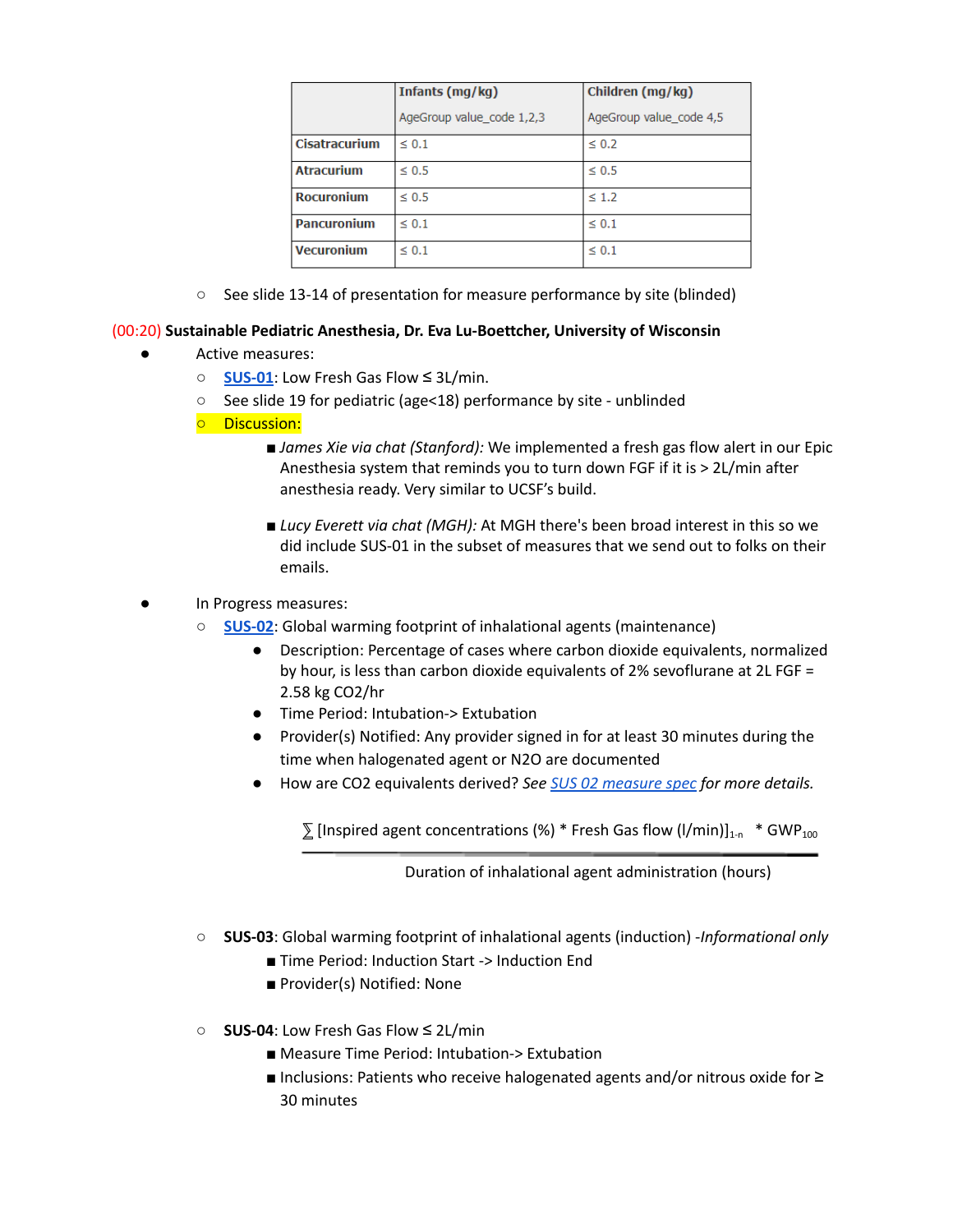| | Infants (mg/kg) AgeGroup value_code 1,2,3 | Children (mg/kg) AgeGroup value_code 4,5 |
|---|---|---|
| **Cisatracurium** | ≤ 0.1 | ≤ 0.2 |
| **Atracurium** | ≤ 0.5 | ≤ 0.5 |
| **Rocuronium** | ≤ 0.5 | ≤ 1.2 |
| **Pancuronium** | ≤ 0.1 | ≤ 0.1 |
| **Vecuronium** | ≤ 0.1 | ≤ 0.1 |

- See slide 13-14 of presentation for measure performance by site (blinded)

(00:20) **Sustainable Pediatric Anesthesia, Dr. Eva Lu-Boettcher, University of Wisconsin**

- Active measures:
  - **SUS-01**: Low Fresh Gas Flow ≤ 3L/min.
  - See slide 19 for pediatric (age<18) performance by site - unblinded
  - Discussion:
    - *James Xie via chat (Stanford):* We implemented a fresh gas flow alert in our Epic Anesthesia system that reminds you to turn down FGF if it is > 2L/min after anesthesia ready. Very similar to UCSF's build.
    - *Lucy Everett via chat (MGH):* At MGH there's been broad interest in this so we did include SUS-01 in the subset of measures that we send out to folks on their emails.
- In Progress measures:
  - **SUS-02**: Global warming footprint of inhalational agents (maintenance)
    - Description: Percentage of cases where carbon dioxide equivalents, normalized by hour, is less than carbon dioxide equivalents of 2% sevoflurane at 2L FGF = 2.58 kg CO2/hr
    - Time Period: Intubation-> Extubation
    - Provider(s) Notified: Any provider signed in for at least 30 minutes during the time when halogenated agent or N2O are documented
    - How are CO2 equivalents derived? *See SUS 02 measure spec for more details.*

$$\frac{\sum [\text{Inspired agent concentrations (\%)} * \text{Fresh Gas flow (l/min)}]_{1\text{-}n} \quad * \text{GWP}_{100}}{\text{Duration of inhalational agent administration (hours)}}$$

  - **SUS-03**: Global warming footprint of inhalational agents (induction) -*Informational only*
    - Time Period: Induction Start -> Induction End
    - Provider(s) Notified: None
  - **SUS-04**: Low Fresh Gas Flow ≤ 2L/min
    - Measure Time Period: Intubation-> Extubation
    - Inclusions: Patients who receive halogenated agents and/or nitrous oxide for ≥ 30 minutes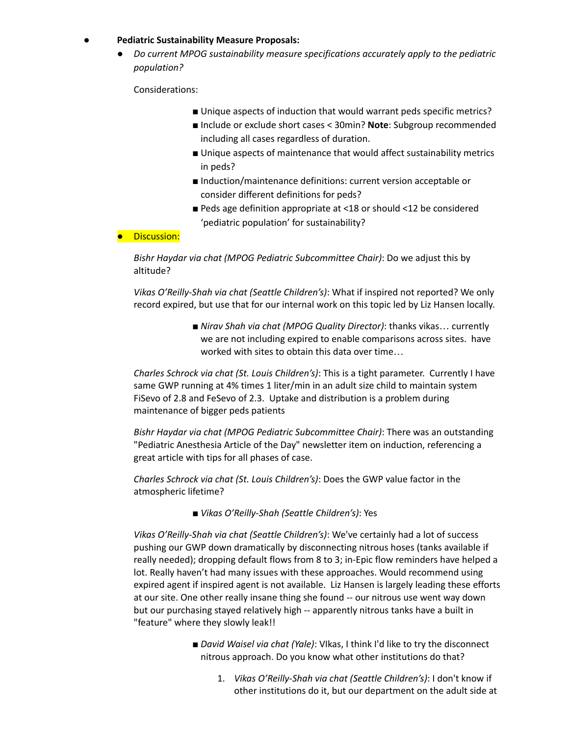- **Pediatric Sustainability Measure Proposals:**
  - *Do current MPOG sustainability measure specifications accurately apply to the pediatric population?*

    Considerations:

      - Unique aspects of induction that would warrant peds specific metrics?
      - Include or exclude short cases < 30min? **Note**: Subgroup recommended including all cases regardless of duration.
      - Unique aspects of maintenance that would affect sustainability metrics in peds?
      - Induction/maintenance definitions: current version acceptable or consider different definitions for peds?
      - Peds age definition appropriate at <18 or should <12 be considered 'pediatric population' for sustainability?

- Discussion:

  *Bishr Haydar via chat (MPOG Pediatric Subcommittee Chair)*: Do we adjust this by altitude?

  *Vikas O'Reilly-Shah via chat (Seattle Children's)*: What if inspired not reported? We only record expired, but use that for our internal work on this topic led by Liz Hansen locally.

      - *Nirav Shah via chat (MPOG Quality Director)*: thanks vikas… currently we are not including expired to enable comparisons across sites. have worked with sites to obtain this data over time…

  *Charles Schrock via chat (St. Louis Children's)*: This is a tight parameter. Currently I have same GWP running at 4% times 1 liter/min in an adult size child to maintain system FiSevo of 2.8 and FeSevo of 2.3. Uptake and distribution is a problem during maintenance of bigger peds patients

  *Bishr Haydar via chat (MPOG Pediatric Subcommittee Chair)*: There was an outstanding "Pediatric Anesthesia Article of the Day" newsletter item on induction, referencing a great article with tips for all phases of case.

  *Charles Schrock via chat (St. Louis Children's)*: Does the GWP value factor in the atmospheric lifetime?

      - *Vikas O'Reilly-Shah (Seattle Children's)*: Yes

  *Vikas O'Reilly-Shah via chat (Seattle Children's)*: We've certainly had a lot of success pushing our GWP down dramatically by disconnecting nitrous hoses (tanks available if really needed); dropping default flows from 8 to 3; in-Epic flow reminders have helped a lot. Really haven't had many issues with these approaches. Would recommend using expired agent if inspired agent is not available. Liz Hansen is largely leading these efforts at our site. One other really insane thing she found -- our nitrous use went way down but our purchasing stayed relatively high -- apparently nitrous tanks have a built in "feature" where they slowly leak!!

      - *David Waisel via chat (Yale)*: VIkas, I think I'd like to try the disconnect nitrous approach. Do you know what other institutions do that?

          1. *Vikas O'Reilly-Shah via chat (Seattle Children's)*: I don't know if other institutions do it, but our department on the adult side at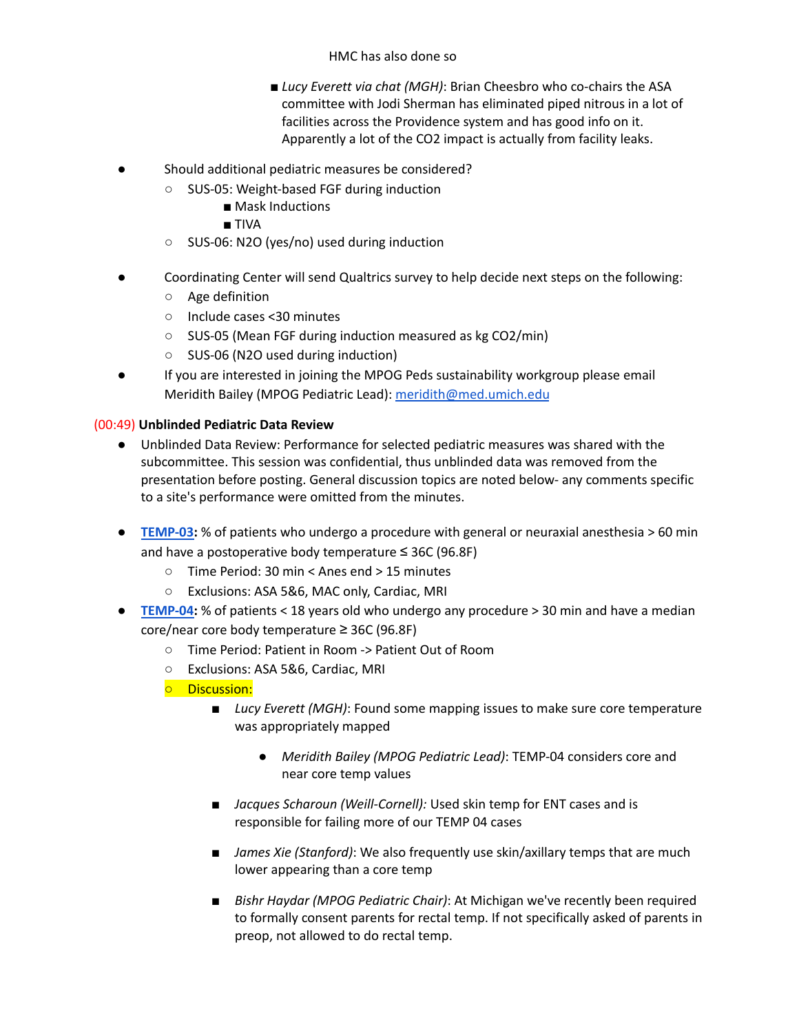HMC has also done so

        - *Lucy Everett via chat (MGH)*: Brian Cheesbro who co-chairs the ASA committee with Jodi Sherman has eliminated piped nitrous in a lot of facilities across the Providence system and has good info on it. Apparently a lot of the $CO_2$ impact is actually from facility leaks.

- Should additional pediatric measures be considered?
    - SUS-05: Weight-based FGF during induction
        - Mask Inductions
        - TIVA
    - SUS-06: $N_2O$ (yes/no) used during induction

- Coordinating Center will send Qualtrics survey to help decide next steps on the following:
    - Age definition
    - Include cases <30 minutes
    - SUS-05 (Mean FGF during induction measured as kg $CO_2$/min)
    - SUS-06 ($N_2O$ used during induction)
- If you are interested in joining the MPOG Peds sustainability workgroup please email Meridith Bailey (MPOG Pediatric Lead): meridith@med.umich.edu

**(00:49) Unblinded Pediatric Data Review**

- Unblinded Data Review: Performance for selected pediatric measures was shared with the subcommittee. This session was confidential, thus unblinded data was removed from the presentation before posting. General discussion topics are noted below- any comments specific to a site's performance were omitted from the minutes.

- **TEMP-03:** % of patients who undergo a procedure with general or neuraxial anesthesia > 60 min and have a postoperative body temperature ≤ 36C (96.8F)
    - Time Period: 30 min < Anes end > 15 minutes
    - Exclusions: ASA 5&6, MAC only, Cardiac, MRI
- **TEMP-04:** % of patients < 18 years old who undergo any procedure > 30 min and have a median core/near core body temperature ≥ 36C (96.8F)
    - Time Period: Patient in Room -> Patient Out of Room
    - Exclusions: ASA 5&6, Cardiac, MRI
    - Discussion:
        - *Lucy Everett (MGH)*: Found some mapping issues to make sure core temperature was appropriately mapped
            - *Meridith Bailey (MPOG Pediatric Lead)*: TEMP-04 considers core and near core temp values
        - *Jacques Scharoun (Weill-Cornell):* Used skin temp for ENT cases and is responsible for failing more of our TEMP 04 cases
        - *James Xie (Stanford)*: We also frequently use skin/axillary temps that are much lower appearing than a core temp
        - *Bishr Haydar (MPOG Pediatric Chair)*: At Michigan we've recently been required to formally consent parents for rectal temp. If not specifically asked of parents in preop, not allowed to do rectal temp.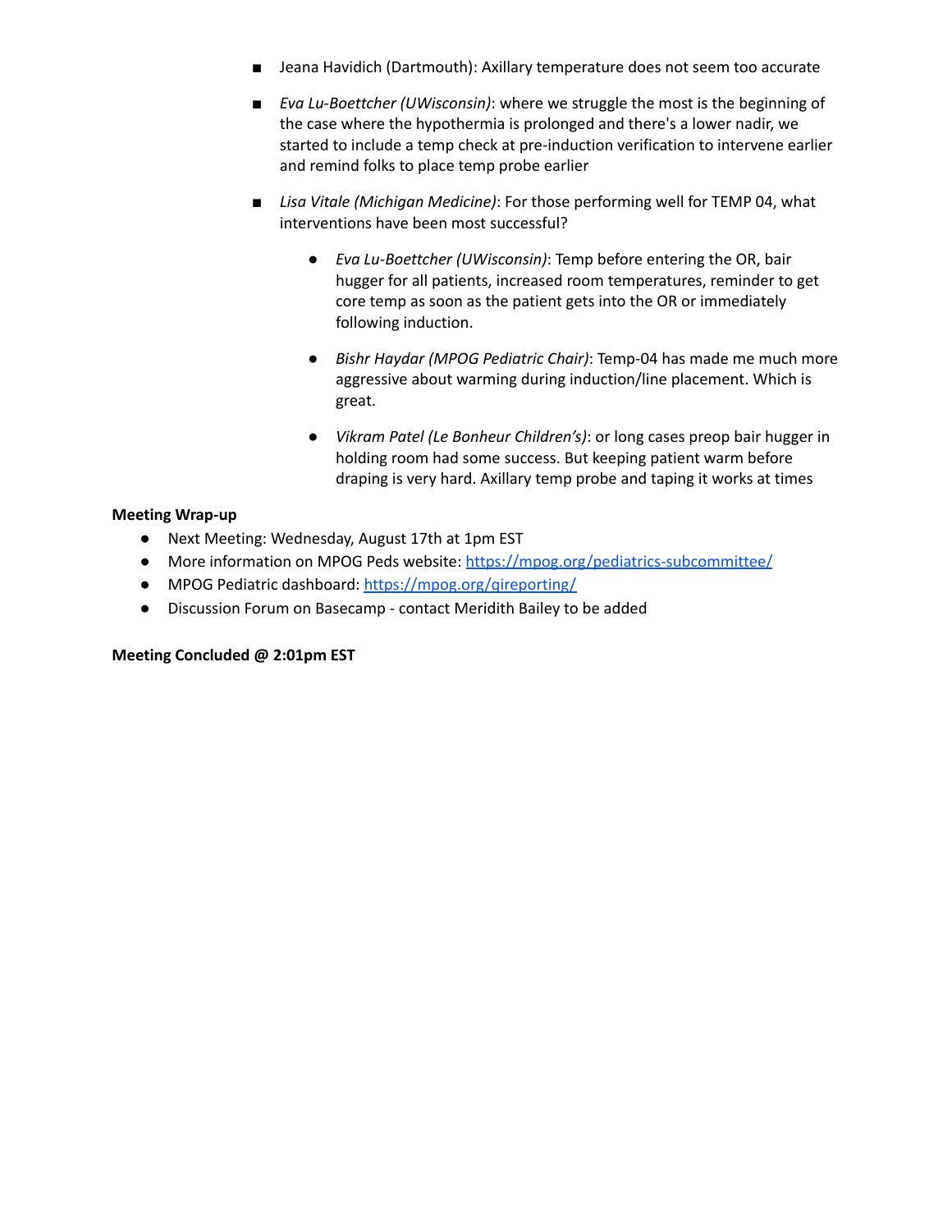- Jeana Havidich (Dartmouth): Axillary temperature does not seem too accurate
- *Eva Lu-Boettcher (UWisconsin)*: where we struggle the most is the beginning of the case where the hypothermia is prolonged and there's a lower nadir, we started to include a temp check at pre-induction verification to intervene earlier and remind folks to place temp probe earlier
- *Lisa Vitale (Michigan Medicine)*: For those performing well for TEMP 04, what interventions have been most successful?
  - *Eva Lu-Boettcher (UWisconsin)*: Temp before entering the OR, bair hugger for all patients, increased room temperatures, reminder to get core temp as soon as the patient gets into the OR or immediately following induction.
  - *Bishr Haydar (MPOG Pediatric Chair)*: Temp-04 has made me much more aggressive about warming during induction/line placement. Which is great.
  - *Vikram Patel (Le Bonheur Children's)*: or long cases preop bair hugger in holding room had some success. But keeping patient warm before draping is very hard. Axillary temp probe and taping it works at times

**Meeting Wrap-up**

- Next Meeting: Wednesday, August 17th at 1pm EST
- More information on MPOG Peds website: [https://mpog.org/pediatrics-subcommittee/](https://mpog.org/pediatrics-subcommittee/)
- MPOG Pediatric dashboard: [https://mpog.org/qireporting/](https://mpog.org/qireporting/)
- Discussion Forum on Basecamp - contact Meridith Bailey to be added

**Meeting Concluded @ 2:01pm EST**